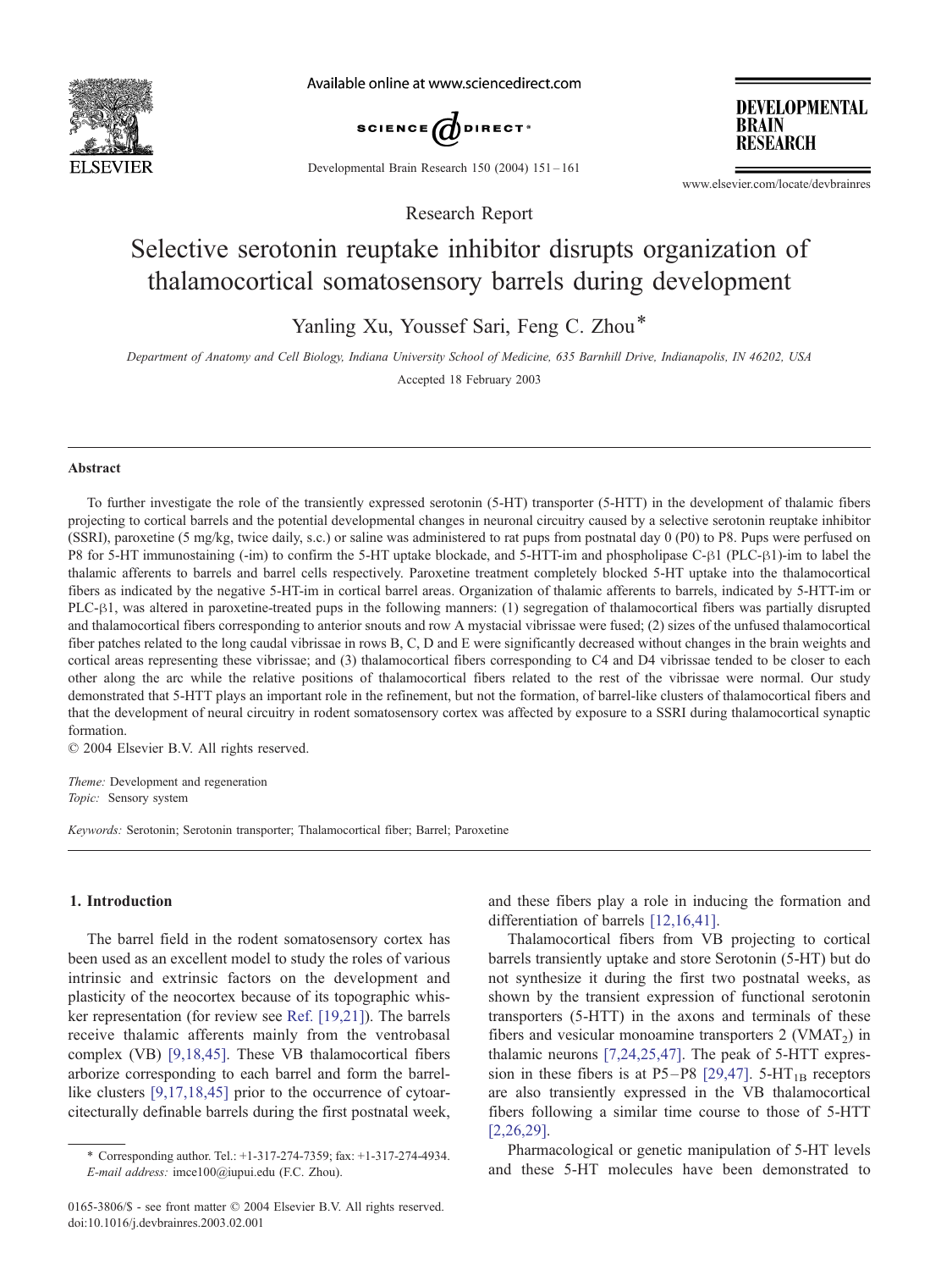Research Report

# Selective serotonin reuptake inhibitor disrupts organization of thalamocortical somatosensory barrels during development

Yanling Xu, Youssef Sari, Feng C. Zhou*

*Department of Anatomy and Cell Biology, Indiana University School of Medicine, 635 Barnhill Drive, Indianapolis, IN 46202, USA*

Accepted 18 February 2003

## Abstract

To further investigate the role of the transiently expressed serotonin (5-HT) transporter (5-HTT) in the development of thalamic fibers projecting to cortical barrels and the potential developmental changes in neuronal circuitry caused by a selective serotonin reuptake inhibitor (SSRI), paroxetine (5 mg/kg, twice daily, s.c.) or saline was administered to rat pups from postnatal day 0 (P0) to P8. Pups were perfused on P8 for 5-HT immunostaining (-im) to confirm the 5-HT uptake blockade, and 5-HTT-im and phospholipase C-β1 (PLC-β1)-im to label the thalamic afferents to barrels and barrel cells respectively. Paroxetine treatment completely blocked 5-HT uptake into the thalamocortical fibers as indicated by the negative 5-HT-im in cortical barrel areas. Organization of thalamic afferents to barrels, indicated by 5-HTT-im or PLC-β1, was altered in paroxetine-treated pups in the following manners: (1) segregation of thalamocortical fibers was partially disrupted and thalamocortical fibers corresponding to anterior snouts and row A mystacial vibrissae were fused; (2) sizes of the unfused thalamocortical fiber patches related to the long caudal vibrissae in rows B, C, D and E were significantly decreased without changes in the brain weights and cortical areas representing these vibrissae; and (3) thalamocortical fibers corresponding to C4 and D4 vibrissae tended to be closer to each other along the arc while the relative positions of thalamocortical fibers related to the rest of the vibrissae were normal. Our study demonstrated that 5-HTT plays an important role in the refinement, but not the formation, of barrel-like clusters of thalamocortical fibers and that the development of neural circuitry in rodent somatosensory cortex was affected by exposure to a SSRI during thalamocortical synaptic formation.

© 2004 Elsevier B.V. All rights reserved.

*Theme:* Development and regeneration
*Topic:* Sensory system

*Keywords:* Serotonin; Serotonin transporter; Thalamocortical fiber; Barrel; Paroxetine

## 1. Introduction

The barrel field in the rodent somatosensory cortex has been used as an excellent model to study the roles of various intrinsic and extrinsic factors on the development and plasticity of the neocortex because of its topographic whisker representation (for review see Ref. [19,21]). The barrels receive thalamic afferents mainly from the ventrobasal complex (VB) [9,18,45]. These VB thalamocortical fibers arborize corresponding to each barrel and form the barrel-like clusters [9,17,18,45] prior to the occurrence of cytoarcitecturally definable barrels during the first postnatal week, and these fibers play a role in inducing the formation and differentiation of barrels [12,16,41].

Thalamocortical fibers from VB projecting to cortical barrels transiently uptake and store Serotonin (5-HT) but do not synthesize it during the first two postnatal weeks, as shown by the transient expression of functional serotonin transporters (5-HTT) in the axons and terminals of these fibers and vesicular monoamine transporters 2 ($VMAT_2$) in thalamic neurons [7,24,25,47]. The peak of 5-HTT expression in these fibers is at P5–P8 [29,47]. $5\text{-}HT_{1B}$ receptors are also transiently expressed in the VB thalamocortical fibers following a similar time course to those of 5-HTT [2,26,29].

Pharmacological or genetic manipulation of 5-HT levels and these 5-HT molecules have been demonstrated to

* Corresponding author. Tel.: +1-317-274-7359; fax: +1-317-274-4934. *E-mail address:* imce100@iupui.edu (F.C. Zhou).

0165-3806/$ - see front matter © 2004 Elsevier B.V. All rights reserved.
doi:10.1016/j.devbrainres.2003.02.001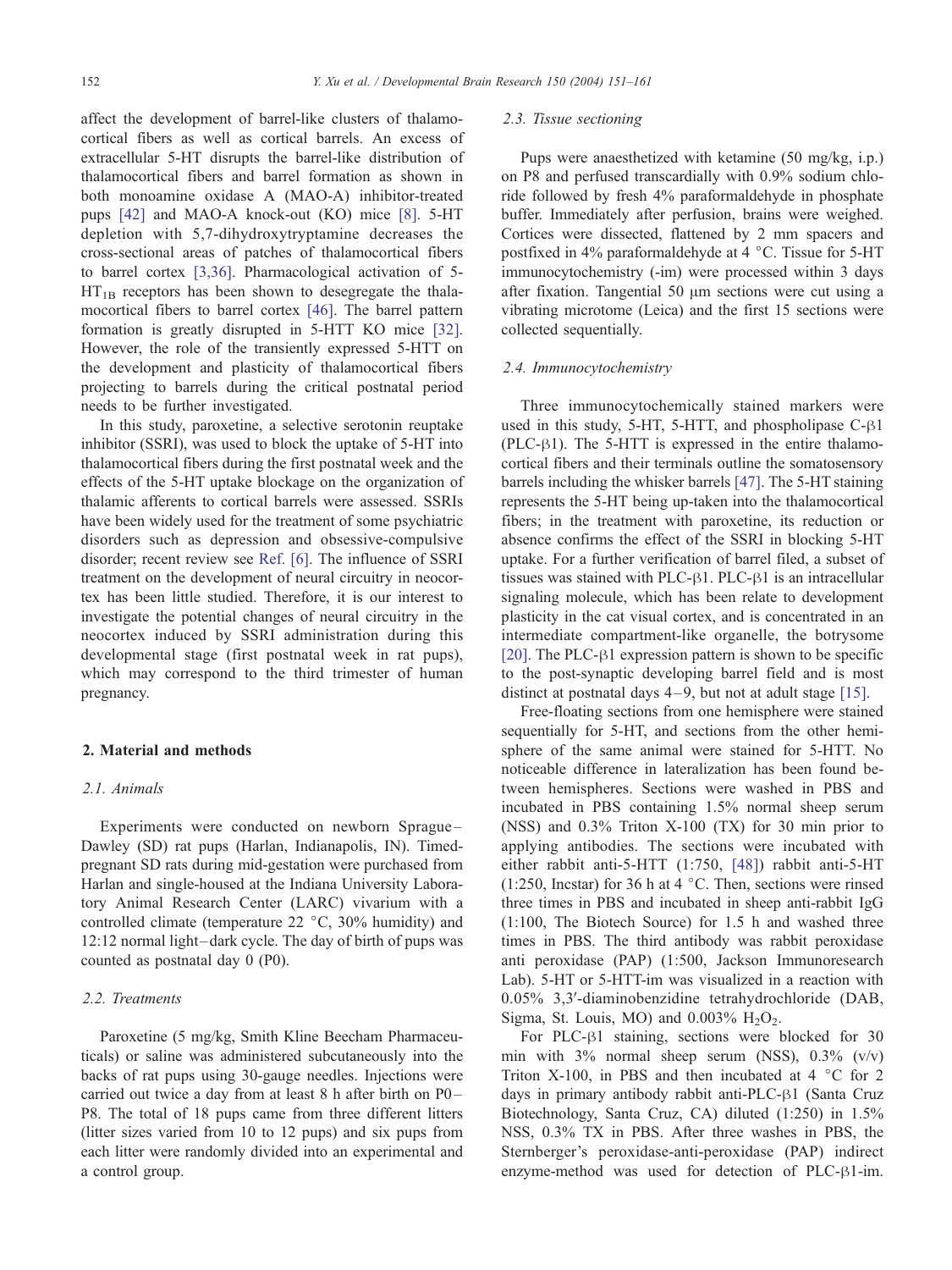affect the development of barrel-like clusters of thalamocortical fibers as well as cortical barrels. An excess of extracellular 5-HT disrupts the barrel-like distribution of thalamocortical fibers and barrel formation as shown in both monoamine oxidase A (MAO-A) inhibitor-treated pups [42] and MAO-A knock-out (KO) mice [8]. 5-HT depletion with 5,7-dihydroxytryptamine decreases the cross-sectional areas of patches of thalamocortical fibers to barrel cortex [3,36]. Pharmacological activation of 5-$HT_{1B}$ receptors has been shown to desegregate the thalamocortical fibers to barrel cortex [46]. The barrel pattern formation is greatly disrupted in 5-HTT KO mice [32]. However, the role of the transiently expressed 5-HTT on the development and plasticity of thalamocortical fibers projecting to barrels during the critical postnatal period needs to be further investigated.

In this study, paroxetine, a selective serotonin reuptake inhibitor (SSRI), was used to block the uptake of 5-HT into thalamocortical fibers during the first postnatal week and the effects of the 5-HT uptake blockage on the organization of thalamic afferents to cortical barrels were assessed. SSRIs have been widely used for the treatment of some psychiatric disorders such as depression and obsessive-compulsive disorder; recent review see Ref. [6]. The influence of SSRI treatment on the development of neural circuitry in neocortex has been little studied. Therefore, it is our interest to investigate the potential changes of neural circuitry in the neocortex induced by SSRI administration during this developmental stage (first postnatal week in rat pups), which may correspond to the third trimester of human pregnancy.

## 2. Material and methods

### 2.1. Animals

Experiments were conducted on newborn Sprague–Dawley (SD) rat pups (Harlan, Indianapolis, IN). Timed-pregnant SD rats during mid-gestation were purchased from Harlan and single-housed at the Indiana University Laboratory Animal Research Center (LARC) vivarium with a controlled climate (temperature 22 °C, 30% humidity) and 12:12 normal light–dark cycle. The day of birth of pups was counted as postnatal day 0 (P0).

### 2.2. Treatments

Paroxetine (5 mg/kg, Smith Kline Beecham Pharmaceuticals) or saline was administered subcutaneously into the backs of rat pups using 30-gauge needles. Injections were carried out twice a day from at least 8 h after birth on P0–P8. The total of 18 pups came from three different litters (litter sizes varied from 10 to 12 pups) and six pups from each litter were randomly divided into an experimental and a control group.

### 2.3. Tissue sectioning

Pups were anaesthetized with ketamine (50 mg/kg, i.p.) on P8 and perfused transcardially with 0.9% sodium chloride followed by fresh 4% paraformaldehyde in phosphate buffer. Immediately after perfusion, brains were weighed. Cortices were dissected, flattened by 2 mm spacers and postfixed in 4% paraformaldehyde at 4 °C. Tissue for 5-HT immunocytochemistry (-im) were processed within 3 days after fixation. Tangential 50 μm sections were cut using a vibrating microtome (Leica) and the first 15 sections were collected sequentially.

### 2.4. Immunocytochemistry

Three immunocytochemically stained markers were used in this study, 5-HT, 5-HTT, and phospholipase C-β1 (PLC-β1). The 5-HTT is expressed in the entire thalamocortical fibers and their terminals outline the somatosensory barrels including the whisker barrels [47]. The 5-HT staining represents the 5-HT being up-taken into the thalamocortical fibers; in the treatment with paroxetine, its reduction or absence confirms the effect of the SSRI in blocking 5-HT uptake. For a further verification of barrel filed, a subset of tissues was stained with PLC-β1. PLC-β1 is an intracellular signaling molecule, which has been relate to development plasticity in the cat visual cortex, and is concentrated in an intermediate compartment-like organelle, the botrysome [20]. The PLC-β1 expression pattern is shown to be specific to the post-synaptic developing barrel field and is most distinct at postnatal days 4–9, but not at adult stage [15].

Free-floating sections from one hemisphere were stained sequentially for 5-HT, and sections from the other hemisphere of the same animal were stained for 5-HTT. No noticeable difference in lateralization has been found between hemispheres. Sections were washed in PBS and incubated in PBS containing 1.5% normal sheep serum (NSS) and 0.3% Triton X-100 (TX) for 30 min prior to applying antibodies. The sections were incubated with either rabbit anti-5-HTT (1:750, [48]) rabbit anti-5-HT (1:250, Incstar) for 36 h at 4 °C. Then, sections were rinsed three times in PBS and incubated in sheep anti-rabbit IgG (1:100, The Biotech Source) for 1.5 h and washed three times in PBS. The third antibody was rabbit peroxidase anti peroxidase (PAP) (1:500, Jackson Immunoresearch Lab). 5-HT or 5-HTT-im was visualized in a reaction with 0.05% 3,3′-diaminobenzidine tetrahydrochloride (DAB, Sigma, St. Louis, MO) and 0.003% $H_2O_2$.

For PLC-β1 staining, sections were blocked for 30 min with 3% normal sheep serum (NSS), 0.3% (v/v) Triton X-100, in PBS and then incubated at 4 °C for 2 days in primary antibody rabbit anti-PLC-β1 (Santa Cruz Biotechnology, Santa Cruz, CA) diluted (1:250) in 1.5% NSS, 0.3% TX in PBS. After three washes in PBS, the Sternberger's peroxidase-anti-peroxidase (PAP) indirect enzyme-method was used for detection of PLC-β1-im.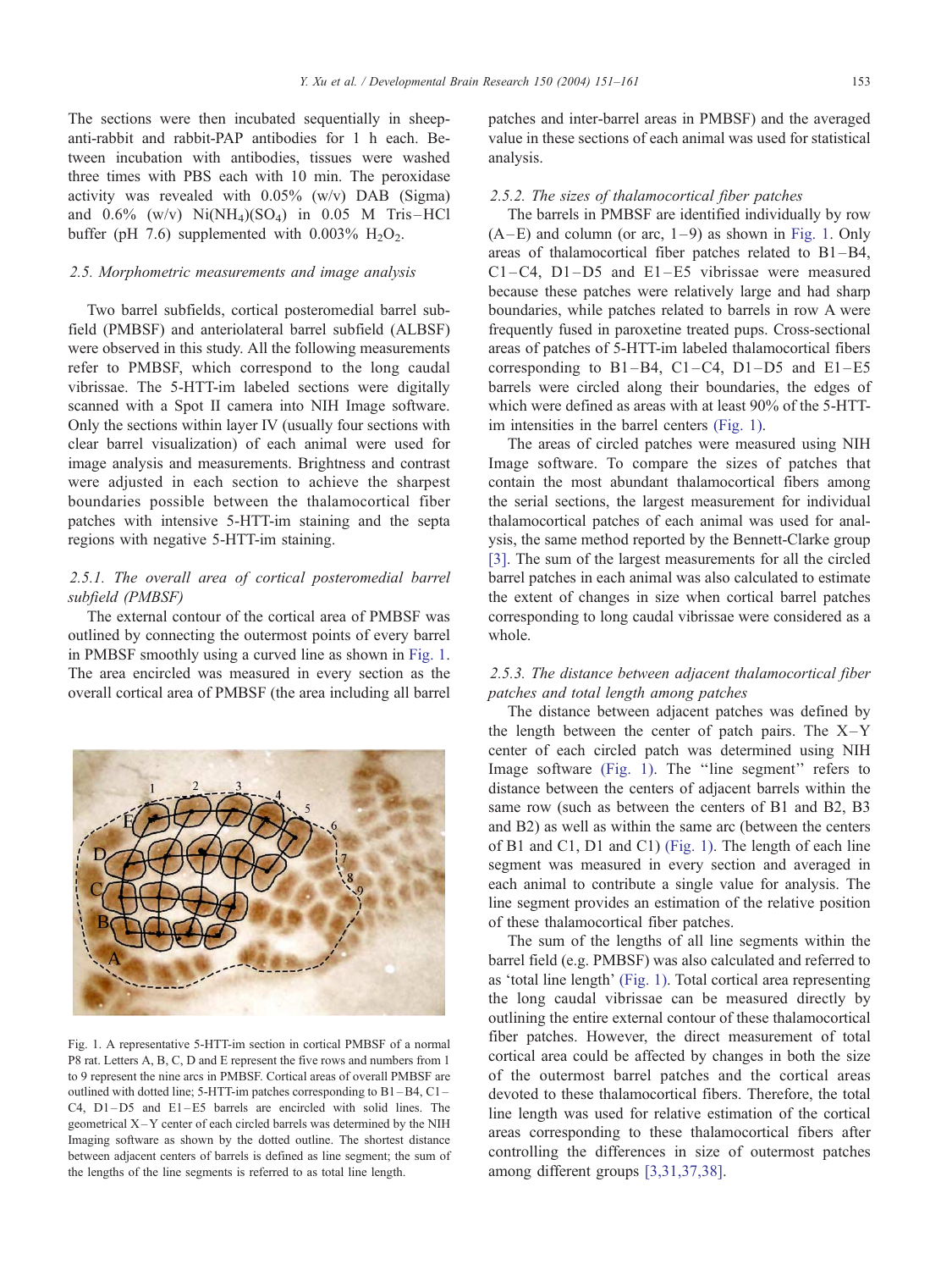The sections were then incubated sequentially in sheep-anti-rabbit and rabbit-PAP antibodies for 1 h each. Between incubation with antibodies, tissues were washed three times with PBS each with 10 min. The peroxidase activity was revealed with 0.05% (w/v) DAB (Sigma) and 0.6% (w/v) $Ni(NH_4)(SO_4)$ in 0.05 M Tris–HCl buffer (pH 7.6) supplemented with 0.003% $H_2O_2$.

### 2.5. Morphometric measurements and image analysis

Two barrel subfields, cortical posteromedial barrel subfield (PMBSF) and anteriolateral barrel subfield (ALBSF) were observed in this study. All the following measurements refer to PMBSF, which correspond to the long caudal vibrissae. The 5-HTT-im labeled sections were digitally scanned with a Spot II camera into NIH Image software. Only the sections within layer IV (usually four sections with clear barrel visualization) of each animal were used for image analysis and measurements. Brightness and contrast were adjusted in each section to achieve the sharpest boundaries possible between the thalamocortical fiber patches with intensive 5-HTT-im staining and the septa regions with negative 5-HTT-im staining.

#### 2.5.1. The overall area of cortical posteromedial barrel subfield (PMBSF)

The external contour of the cortical area of PMBSF was outlined by connecting the outermost points of every barrel in PMBSF smoothly using a curved line as shown in Fig. 1. The area encircled was measured in every section as the overall cortical area of PMBSF (the area including all barrel patches and inter-barrel areas in PMBSF) and the averaged value in these sections of each animal was used for statistical analysis.

Fig. 1. A representative 5-HTT-im section in cortical PMBSF of a normal P8 rat. Letters A, B, C, D and E represent the five rows and numbers from 1 to 9 represent the nine arcs in PMBSF. Cortical areas of overall PMBSF are outlined with dotted line; 5-HTT-im patches corresponding to B1–B4, C1–C4, D1–D5 and E1–E5 barrels are encircled with solid lines. The geometrical X–Y center of each circled barrels was determined by the NIH Imaging software as shown by the dotted outline. The shortest distance between adjacent centers of barrels is defined as line segment; the sum of the lengths of the line segments is referred to as total line length.

#### 2.5.2. The sizes of thalamocortical fiber patches

The barrels in PMBSF are identified individually by row (A–E) and column (or arc, 1–9) as shown in Fig. 1. Only areas of thalamocortical fiber patches related to B1–B4, C1–C4, D1–D5 and E1–E5 vibrissae were measured because these patches were relatively large and had sharp boundaries, while patches related to barrels in row A were frequently fused in paroxetine treated pups. Cross-sectional areas of patches of 5-HTT-im labeled thalamocortical fibers corresponding to B1–B4, C1–C4, D1–D5 and E1–E5 barrels were circled along their boundaries, the edges of which were defined as areas with at least 90% of the 5-HTT-im intensities in the barrel centers (Fig. 1).

The areas of circled patches were measured using NIH Image software. To compare the sizes of patches that contain the most abundant thalamocortical fibers among the serial sections, the largest measurement for individual thalamocortical patches of each animal was used for analysis, the same method reported by the Bennett-Clarke group [3]. The sum of the largest measurements for all the circled barrel patches in each animal was also calculated to estimate the extent of changes in size when cortical barrel patches corresponding to long caudal vibrissae were considered as a whole.

#### 2.5.3. The distance between adjacent thalamocortical fiber patches and total length among patches

The distance between adjacent patches was defined by the length between the center of patch pairs. The X–Y center of each circled patch was determined using NIH Image software (Fig. 1). The "line segment" refers to distance between the centers of adjacent barrels within the same row (such as between the centers of B1 and B2, B3 and B2) as well as within the same arc (between the centers of B1 and C1, D1 and C1) (Fig. 1). The length of each line segment was measured in every section and averaged in each animal to contribute a single value for analysis. The line segment provides an estimation of the relative position of these thalamocortical fiber patches.

The sum of the lengths of all line segments within the barrel field (e.g. PMBSF) was also calculated and referred to as 'total line length' (Fig. 1). Total cortical area representing the long caudal vibrissae can be measured directly by outlining the entire external contour of these thalamocortical fiber patches. However, the direct measurement of total cortical area could be affected by changes in both the size of the outermost barrel patches and the cortical areas devoted to these thalamocortical fibers. Therefore, the total line length was used for relative estimation of the cortical areas corresponding to these thalamocortical fibers after controlling the differences in size of outermost patches among different groups [3,31,37,38].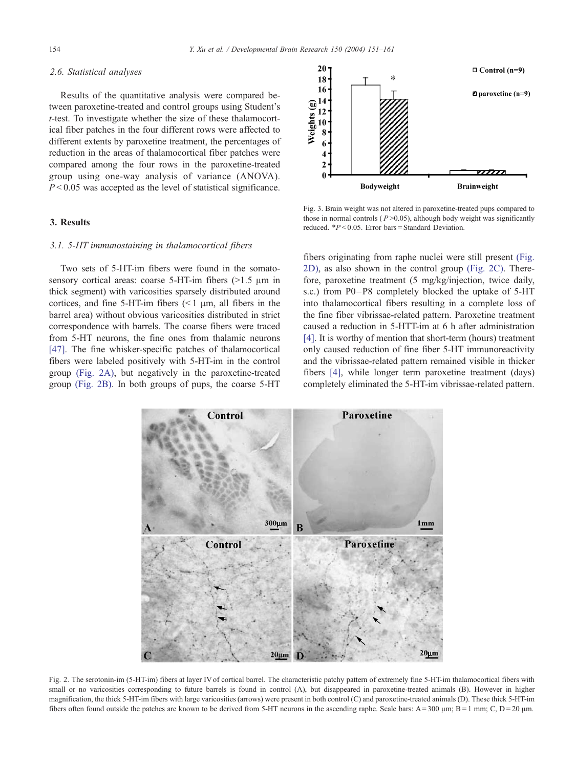### 2.6. Statistical analyses

Results of the quantitative analysis were compared between paroxetine-treated and control groups using Student's *t*-test. To investigate whether the size of these thalamocortical fiber patches in the four different rows were affected to different extents by paroxetine treatment, the percentages of reduction in the areas of thalamocortical fiber patches were compared among the four rows in the paroxetine-treated group using one-way analysis of variance (ANOVA). $P < 0.05$ was accepted as the level of statistical significance.

## 3. Results

### 3.1. 5-HT immunostaining in thalamocortical fibers

Two sets of 5-HT-im fibers were found in the somatosensory cortical areas: coarse 5-HT-im fibers (>1.5 μm in thick segment) with varicosities sparsely distributed around cortices, and fine 5-HT-im fibers (<1 μm, all fibers in the barrel area) without obvious varicosities distributed in strict correspondence with barrels. The coarse fibers were traced from 5-HT neurons, the fine ones from thalamic neurons [47]. The fine whisker-specific patches of thalamocortical fibers were labeled positively with 5-HT-im in the control group (Fig. 2A), but negatively in the paroxetine-treated group (Fig. 2B). In both groups of pups, the coarse 5-HT fibers originating from raphe nuclei were still present (Fig. 2D), as also shown in the control group (Fig. 2C). Therefore, paroxetine treatment (5 mg/kg/injection, twice daily, s.c.) from P0–P8 completely blocked the uptake of 5-HT into thalamocortical fibers resulting in a complete loss of the fine fiber vibrissae-related pattern. Paroxetine treatment caused a reduction in 5-HTT-im at 6 h after administration [4]. It is worthy of mention that short-term (hours) treatment only caused reduction of fine fiber 5-HT immunoreactivity and the vibrissae-related pattern remained visible in thicker fibers [4], while longer term paroxetine treatment (days) completely eliminated the 5-HT-im vibrissae-related pattern.

Fig. 3. Brain weight was not altered in paroxetine-treated pups compared to those in normal controls ($P > 0.05$), although body weight was significantly reduced. $^*P < 0.05$. Error bars = Standard Deviation.

Fig. 2. The serotonin-im (5-HT-im) fibers at layer IV of cortical barrel. The characteristic patchy pattern of extremely fine 5-HT-im thalamocortical fibers with small or no varicosities corresponding to future barrels is found in control (A), but disappeared in paroxetine-treated animals (B). However in higher magnification, the thick 5-HT-im fibers with large varicosities (arrows) were present in both control (C) and paroxetine-treated animals (D). These thick 5-HT-im fibers often found outside the patches are known to be derived from 5-HT neurons in the ascending raphe. Scale bars: A = 300 μm; B = 1 mm; C, D = 20 μm.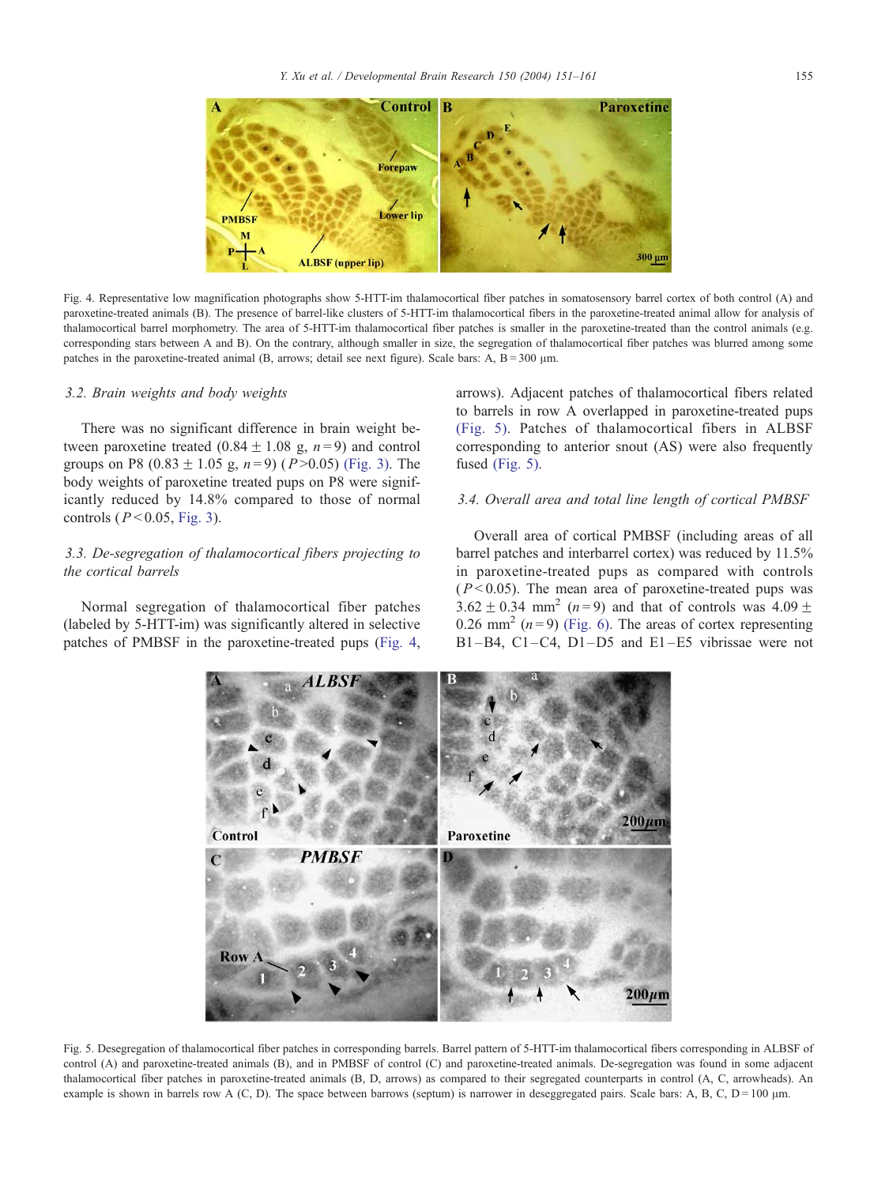Fig. 4. Representative low magnification photographs show 5-HTT-im thalamocortical fiber patches in somatosensory barrel cortex of both control (A) and paroxetine-treated animals (B). The presence of barrel-like clusters of 5-HTT-im thalamocortical fibers in the paroxetine-treated animal allow for analysis of thalamocortical barrel morphometry. The area of 5-HTT-im thalamocortical fiber patches is smaller in the paroxetine-treated than the control animals (e.g. corresponding stars between A and B). On the contrary, although smaller in size, the segregation of thalamocortical fiber patches was blurred among some patches in the paroxetine-treated animal (B, arrows; detail see next figure). Scale bars: A, B = 300 μm.

### 3.2. Brain weights and body weights

There was no significant difference in brain weight between paroxetine treated (0.84 ± 1.08 g, $n = 9$) and control groups on P8 (0.83 ± 1.05 g, $n = 9$) ($P > 0.05$) (Fig. 3). The body weights of paroxetine treated pups on P8 were significantly reduced by 14.8% compared to those of normal controls ($P < 0.05$, Fig. 3).

### 3.3. De-segregation of thalamocortical fibers projecting to the cortical barrels

Normal segregation of thalamocortical fiber patches (labeled by 5-HTT-im) was significantly altered in selective patches of PMBSF in the paroxetine-treated pups (Fig. 4, arrows). Adjacent patches of thalamocortical fibers related to barrels in row A overlapped in paroxetine-treated pups (Fig. 5). Patches of thalamocortical fibers in ALBSF corresponding to anterior snout (AS) were also frequently fused (Fig. 5).

### 3.4. Overall area and total line length of cortical PMBSF

Overall area of cortical PMBSF (including areas of all barrel patches and interbarrel cortex) was reduced by 11.5% in paroxetine-treated pups as compared with controls ($P < 0.05$). The mean area of paroxetine-treated pups was 3.62 ± 0.34 mm$^2$ ($n = 9$) and that of controls was 4.09 ± 0.26 mm$^2$ ($n = 9$) (Fig. 6). The areas of cortex representing B1–B4, C1–C4, D1–D5 and E1–E5 vibrissae were not

Fig. 5. Desegregation of thalamocortical fiber patches in corresponding barrels. Barrel pattern of 5-HTT-im thalamocortical fibers corresponding in ALBSF of control (A) and paroxetine-treated animals (B), and in PMBSF of control (C) and paroxetine-treated animals. De-segregation was found in some adjacent thalamocortical fiber patches in paroxetine-treated animals (B, D, arrows) as compared to their segregated counterparts in control (A, C, arrowheads). An example is shown in barrels row A (C, D). The space between barrows (septum) is narrower in deseggregated pairs. Scale bars: A, B, C, D = 100 μm.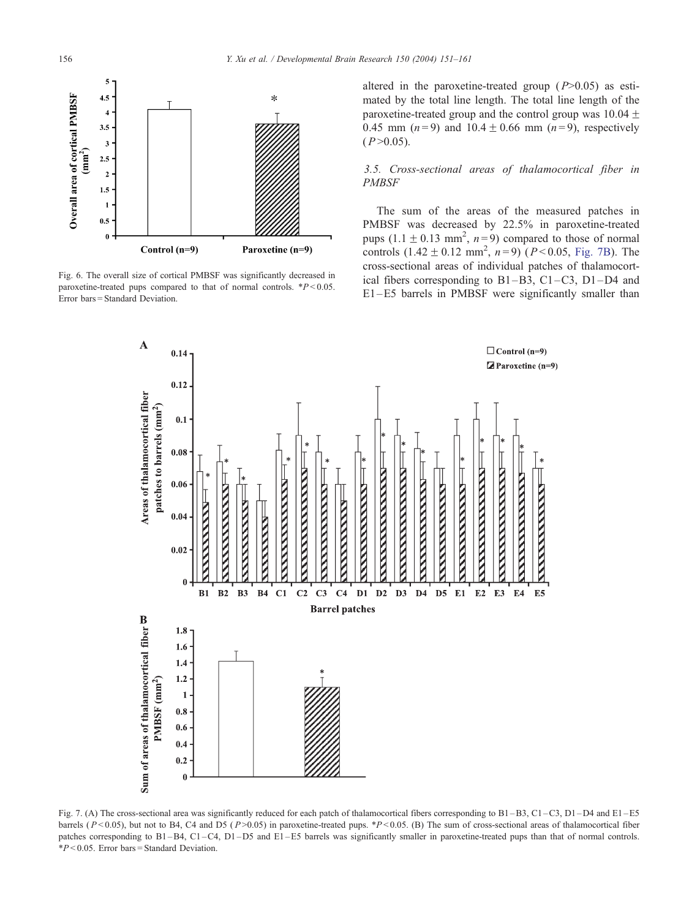altered in the paroxetine-treated group ($P$>0.05) as estimated by the total line length. The total line length of the paroxetine-treated group and the control group was 10.04 ± 0.45 mm ($n$ = 9) and 10.4 ± 0.66 mm ($n$ = 9), respectively ($P$ > 0.05).

### 3.5. Cross-sectional areas of thalamocortical fiber in PMBSF

The sum of the areas of the measured patches in PMBSF was decreased by 22.5% in paroxetine-treated pups (1.1 ± 0.13 $mm^2$, $n$ = 9) compared to those of normal controls (1.42 ± 0.12 $mm^2$, $n$ = 9) ($P$ < 0.05, Fig. 7B). The cross-sectional areas of individual patches of thalamocortical fibers corresponding to B1–B3, C1–C3, D1–D4 and E1–E5 barrels in PMBSF were significantly smaller than

Fig. 6. The overall size of cortical PMBSF was significantly decreased in paroxetine-treated pups compared to that of normal controls. *$P$ < 0.05. Error bars = Standard Deviation.

Fig. 7. (A) The cross-sectional area was significantly reduced for each patch of thalamocortical fibers corresponding to B1–B3, C1–C3, D1–D4 and E1–E5 barrels ($P$ < 0.05), but not to B4, C4 and D5 ($P$ > 0.05) in paroxetine-treated pups. *$P$ < 0.05. (B) The sum of cross-sectional areas of thalamocortical fiber patches corresponding to B1–B4, C1–C4, D1–D5 and E1–E5 barrels was significantly smaller in paroxetine-treated pups than that of normal controls. *$P$ < 0.05. Error bars = Standard Deviation.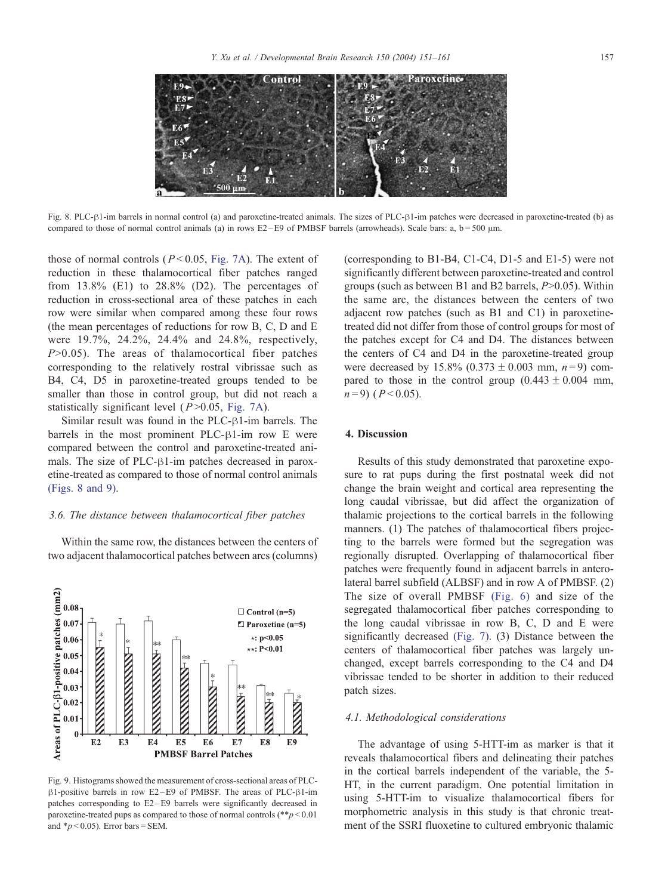Fig. 8. PLC-β1-im barrels in normal control (a) and paroxetine-treated animals. The sizes of PLC-β1-im patches were decreased in paroxetine-treated (b) as compared to those of normal control animals (a) in rows E2–E9 of PMBSF barrels (arrowheads). Scale bars: a, b = 500 μm.

those of normal controls ($P < 0.05$, Fig. 7A). The extent of reduction in these thalamocortical fiber patches ranged from 13.8% (E1) to 28.8% (D2). The percentages of reduction in cross-sectional area of these patches in each row were similar when compared among these four rows (the mean percentages of reductions for row B, C, D and E were 19.7%, 24.2%, 24.4% and 24.8%, respectively, $P > 0.05$). The areas of thalamocortical fiber patches corresponding to the relatively rostral vibrissae such as B4, C4, D5 in paroxetine-treated groups tended to be smaller than those in control group, but did not reach a statistically significant level ($P > 0.05$, Fig. 7A).

Similar result was found in the PLC-β1-im barrels. The barrels in the most prominent PLC-β1-im row E were compared between the control and paroxetine-treated animals. The size of PLC-β1-im patches decreased in paroxetine-treated as compared to those of normal control animals (Figs. 8 and 9).

### 3.6. The distance between thalamocortical fiber patches

Within the same row, the distances between the centers of two adjacent thalamocortical patches between arcs (columns) (corresponding to B1-B4, C1-C4, D1-5 and E1-5) were not significantly different between paroxetine-treated and control groups (such as between B1 and B2 barrels, $P > 0.05$). Within the same arc, the distances between the centers of two adjacent row patches (such as B1 and C1) in paroxetine-treated did not differ from those of control groups for most of the patches except for C4 and D4. The distances between the centers of C4 and D4 in the paroxetine-treated group were decreased by 15.8% ($0.373 \pm 0.003$ mm, $n = 9$) compared to those in the control group ($0.443 \pm 0.004$ mm, $n = 9$) ($P < 0.05$).

Fig. 9. Histograms showed the measurement of cross-sectional areas of PLC-β1-positive barrels in row E2–E9 of PMBSF. The areas of PLC-β1-im patches corresponding to E2–E9 barrels were significantly decreased in paroxetine-treated pups as compared to those of normal controls (**$p < 0.01$ and *$p < 0.05$). Error bars = SEM.

## 4. Discussion

Results of this study demonstrated that paroxetine exposure to rat pups during the first postnatal week did not change the brain weight and cortical area representing the long caudal vibrissae, but did affect the organization of thalamic projections to the cortical barrels in the following manners. (1) The patches of thalamocortical fibers projecting to the barrels were formed but the segregation was regionally disrupted. Overlapping of thalamocortical fiber patches were frequently found in adjacent barrels in anterolateral barrel subfield (ALBSF) and in row A of PMBSF. (2) The size of overall PMBSF (Fig. 6) and size of the segregated thalamocortical fiber patches corresponding to the long caudal vibrissae in row B, C, D and E were significantly decreased (Fig. 7). (3) Distance between the centers of thalamocortical fiber patches was largely unchanged, except barrels corresponding to the C4 and D4 vibrissae tended to be shorter in addition to their reduced patch sizes.

### 4.1. Methodological considerations

The advantage of using 5-HTT-im as marker is that it reveals thalamocortical fibers and delineating their patches in the cortical barrels independent of the variable, the 5-HT, in the current paradigm. One potential limitation in using 5-HTT-im to visualize thalamocortical fibers for morphometric analysis in this study is that chronic treatment of the SSRI fluoxetine to cultured embryonic thalamic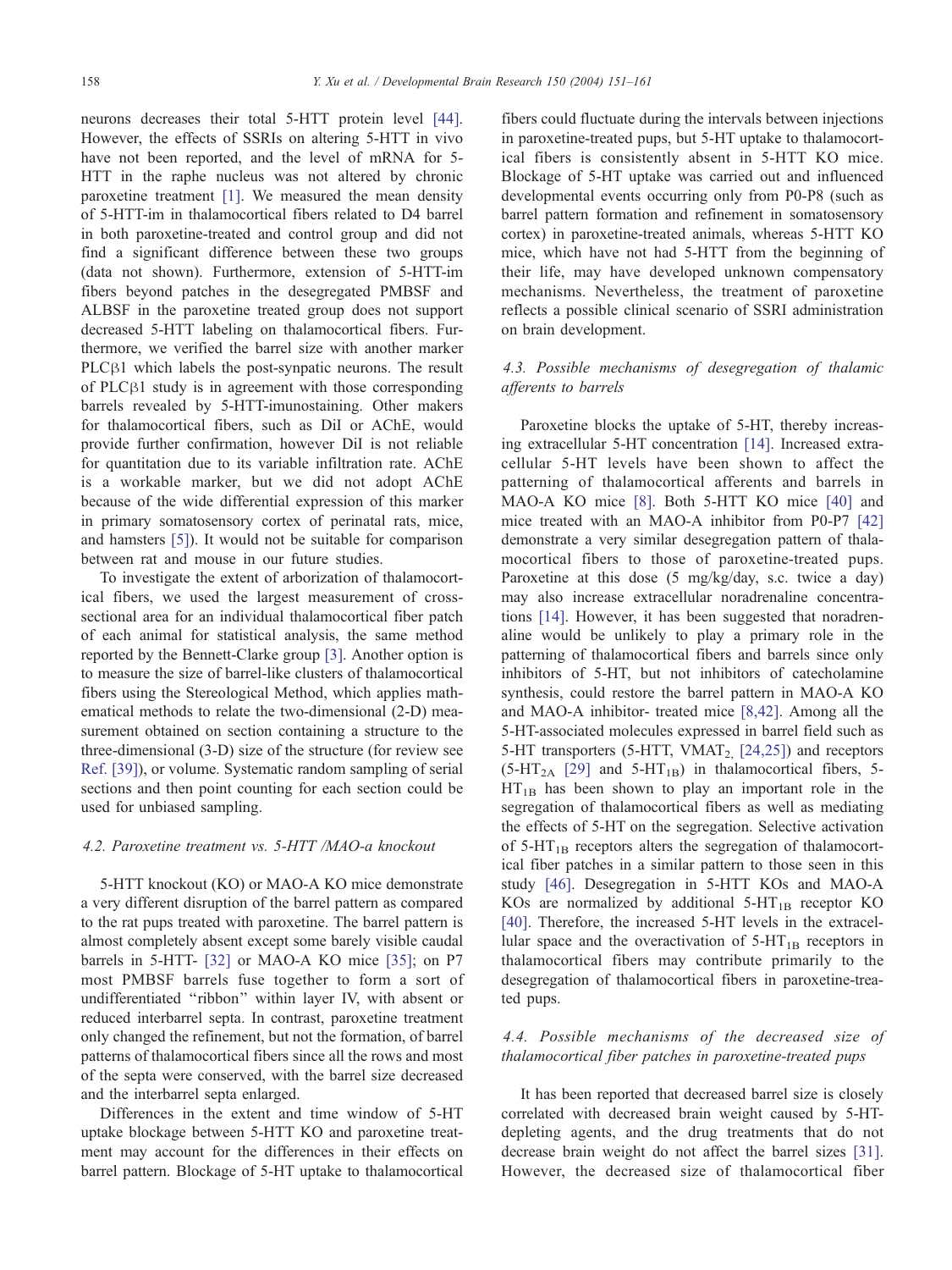neurons decreases their total 5-HTT protein level [44]. However, the effects of SSRIs on altering 5-HTT in vivo have not been reported, and the level of mRNA for 5-HTT in the raphe nucleus was not altered by chronic paroxetine treatment [1]. We measured the mean density of 5-HTT-im in thalamocortical fibers related to D4 barrel in both paroxetine-treated and control group and did not find a significant difference between these two groups (data not shown). Furthermore, extension of 5-HTT-im fibers beyond patches in the desegregated PMBSF and ALBSF in the paroxetine treated group does not support decreased 5-HTT labeling on thalamocortical fibers. Furthermore, we verified the barrel size with another marker PLCβ1 which labels the post-synpatic neurons. The result of PLCβ1 study is in agreement with those corresponding barrels revealed by 5-HTT-imunostaining. Other makers for thalamocortical fibers, such as DiI or AChE, would provide further confirmation, however DiI is not reliable for quantitation due to its variable infiltration rate. AChE is a workable marker, but we did not adopt AChE because of the wide differential expression of this marker in primary somatosensory cortex of perinatal rats, mice, and hamsters [5]). It would not be suitable for comparison between rat and mouse in our future studies.

To investigate the extent of arborization of thalamocortical fibers, we used the largest measurement of cross-sectional area for an individual thalamocortical fiber patch of each animal for statistical analysis, the same method reported by the Bennett-Clarke group [3]. Another option is to measure the size of barrel-like clusters of thalamocortical fibers using the Stereological Method, which applies mathematical methods to relate the two-dimensional (2-D) measurement obtained on section containing a structure to the three-dimensional (3-D) size of the structure (for review see Ref. [39]), or volume. Systematic random sampling of serial sections and then point counting for each section could be used for unbiased sampling.

### *4.2. Paroxetine treatment vs. 5-HTT /MAO-a knockout*

5-HTT knockout (KO) or MAO-A KO mice demonstrate a very different disruption of the barrel pattern as compared to the rat pups treated with paroxetine. The barrel pattern is almost completely absent except some barely visible caudal barrels in 5-HTT- [32] or MAO-A KO mice [35]; on P7 most PMBSF barrels fuse together to form a sort of undifferentiated "ribbon" within layer IV, with absent or reduced interbarrel septa. In contrast, paroxetine treatment only changed the refinement, but not the formation, of barrel patterns of thalamocortical fibers since all the rows and most of the septa were conserved, with the barrel size decreased and the interbarrel septa enlarged.

Differences in the extent and time window of 5-HT uptake blockage between 5-HTT KO and paroxetine treatment may account for the differences in their effects on barrel pattern. Blockage of 5-HT uptake to thalamocortical fibers could fluctuate during the intervals between injections in paroxetine-treated pups, but 5-HT uptake to thalamocortical fibers is consistently absent in 5-HTT KO mice. Blockage of 5-HT uptake was carried out and influenced developmental events occurring only from P0-P8 (such as barrel pattern formation and refinement in somatosensory cortex) in paroxetine-treated animals, whereas 5-HTT KO mice, which have not had 5-HTT from the beginning of their life, may have developed unknown compensatory mechanisms. Nevertheless, the treatment of paroxetine reflects a possible clinical scenario of SSRI administration on brain development.

### *4.3. Possible mechanisms of desegregation of thalamic afferents to barrels*

Paroxetine blocks the uptake of 5-HT, thereby increasing extracellular 5-HT concentration [14]. Increased extracellular 5-HT levels have been shown to affect the patterning of thalamocortical afferents and barrels in MAO-A KO mice [8]. Both 5-HTT KO mice [40] and mice treated with an MAO-A inhibitor from P0-P7 [42] demonstrate a very similar desegregation pattern of thalamocortical fibers to those of paroxetine-treated pups. Paroxetine at this dose (5 mg/kg/day, s.c. twice a day) may also increase extracellular noradrenaline concentrations [14]. However, it has been suggested that noradrenaline would be unlikely to play a primary role in the patterning of thalamocortical fibers and barrels since only inhibitors of 5-HT, but not inhibitors of catecholamine synthesis, could restore the barrel pattern in MAO-A KO and MAO-A inhibitor- treated mice [8,42]. Among all the 5-HT-associated molecules expressed in barrel field such as 5-HT transporters (5-HTT, $VMAT_2$ [24,25]) and receptors ($5\text{-}HT_{2A}$ [29] and $5\text{-}HT_{1B}$) in thalamocortical fibers, $5\text{-}HT_{1B}$ has been shown to play an important role in the segregation of thalamocortical fibers as well as mediating the effects of 5-HT on the segregation. Selective activation of $5\text{-}HT_{1B}$ receptors alters the segregation of thalamocortical fiber patches in a similar pattern to those seen in this study [46]. Desegregation in 5-HTT KOs and MAO-A KOs are normalized by additional $5\text{-}HT_{1B}$ receptor KO [40]. Therefore, the increased 5-HT levels in the extracellular space and the overactivation of $5\text{-}HT_{1B}$ receptors in thalamocortical fibers may contribute primarily to the desegregation of thalamocortical fibers in paroxetine-treated pups.

### *4.4. Possible mechanisms of the decreased size of thalamocortical fiber patches in paroxetine-treated pups*

It has been reported that decreased barrel size is closely correlated with decreased brain weight caused by 5-HT-depleting agents, and the drug treatments that do not decrease brain weight do not affect the barrel sizes [31]. However, the decreased size of thalamocortical fiber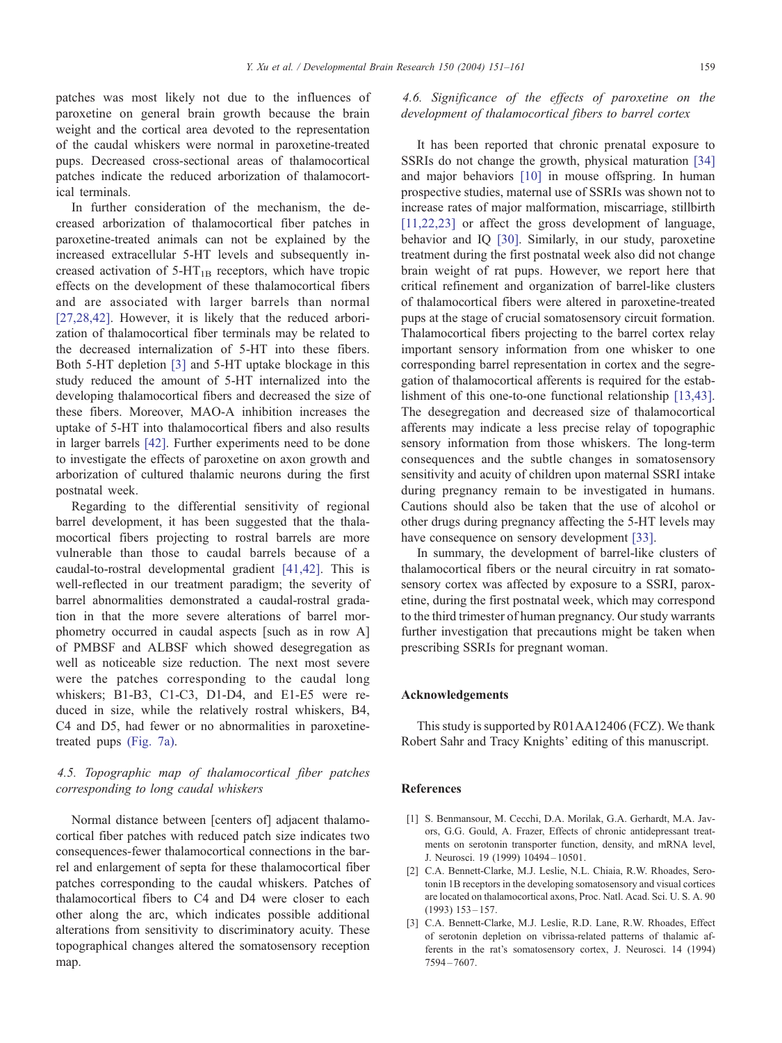patches was most likely not due to the influences of paroxetine on general brain growth because the brain weight and the cortical area devoted to the representation of the caudal whiskers were normal in paroxetine-treated pups. Decreased cross-sectional areas of thalamocortical patches indicate the reduced arborization of thalamocortical terminals.

In further consideration of the mechanism, the decreased arborization of thalamocortical fiber patches in paroxetine-treated animals can not be explained by the increased extracellular 5-HT levels and subsequently increased activation of 5-$HT_{1B}$ receptors, which have tropic effects on the development of these thalamocortical fibers and are associated with larger barrels than normal [27,28,42]. However, it is likely that the reduced arborization of thalamocortical fiber terminals may be related to the decreased internalization of 5-HT into these fibers. Both 5-HT depletion [3] and 5-HT uptake blockage in this study reduced the amount of 5-HT internalized into the developing thalamocortical fibers and decreased the size of these fibers. Moreover, MAO-A inhibition increases the uptake of 5-HT into thalamocortical fibers and also results in larger barrels [42]. Further experiments need to be done to investigate the effects of paroxetine on axon growth and arborization of cultured thalamic neurons during the first postnatal week.

Regarding to the differential sensitivity of regional barrel development, it has been suggested that the thalamocortical fibers projecting to rostral barrels are more vulnerable than those to caudal barrels because of a caudal-to-rostral developmental gradient [41,42]. This is well-reflected in our treatment paradigm; the severity of barrel abnormalities demonstrated a caudal-rostral gradation in that the more severe alterations of barrel morphometry occurred in caudal aspects [such as in row A] of PMBSF and ALBSF which showed desegregation as well as noticeable size reduction. The next most severe were the patches corresponding to the caudal long whiskers; B1-B3, C1-C3, D1-D4, and E1-E5 were reduced in size, while the relatively rostral whiskers, B4, C4 and D5, had fewer or no abnormalities in paroxetine-treated pups (Fig. 7a).

### *4.5. Topographic map of thalamocortical fiber patches corresponding to long caudal whiskers*

Normal distance between [centers of] adjacent thalamocortical fiber patches with reduced patch size indicates two consequences-fewer thalamocortical connections in the barrel and enlargement of septa for these thalamocortical fiber patches corresponding to the caudal whiskers. Patches of thalamocortical fibers to C4 and D4 were closer to each other along the arc, which indicates possible additional alterations from sensitivity to discriminatory acuity. These topographical changes altered the somatosensory reception map.

### *4.6. Significance of the effects of paroxetine on the development of thalamocortical fibers to barrel cortex*

It has been reported that chronic prenatal exposure to SSRIs do not change the growth, physical maturation [34] and major behaviors [10] in mouse offspring. In human prospective studies, maternal use of SSRIs was shown not to increase rates of major malformation, miscarriage, stillbirth [11,22,23] or affect the gross development of language, behavior and IQ [30]. Similarly, in our study, paroxetine treatment during the first postnatal week also did not change brain weight of rat pups. However, we report here that critical refinement and organization of barrel-like clusters of thalamocortical fibers were altered in paroxetine-treated pups at the stage of crucial somatosensory circuit formation. Thalamocortical fibers projecting to the barrel cortex relay important sensory information from one whisker to one corresponding barrel representation in cortex and the segregation of thalamocortical afferents is required for the establishment of this one-to-one functional relationship [13,43]. The desegregation and decreased size of thalamocortical afferents may indicate a less precise relay of topographic sensory information from those whiskers. The long-term consequences and the subtle changes in somatosensory sensitivity and acuity of children upon maternal SSRI intake during pregnancy remain to be investigated in humans. Cautions should also be taken that the use of alcohol or other drugs during pregnancy affecting the 5-HT levels may have consequence on sensory development [33].

In summary, the development of barrel-like clusters of thalamocortical fibers or the neural circuitry in rat somatosensory cortex was affected by exposure to a SSRI, paroxetine, during the first postnatal week, which may correspond to the third trimester of human pregnancy. Our study warrants further investigation that precautions might be taken when prescribing SSRIs for pregnant woman.

## Acknowledgements

This study is supported by R01AA12406 (FCZ). We thank Robert Sahr and Tracy Knights' editing of this manuscript.

## References

[1] S. Benmansour, M. Cecchi, D.A. Morilak, G.A. Gerhardt, M.A. Javors, G.G. Gould, A. Frazer, Effects of chronic antidepressant treatments on serotonin transporter function, density, and mRNA level, J. Neurosci. 19 (1999) 10494–10501.

[2] C.A. Bennett-Clarke, M.J. Leslie, N.L. Chiaia, R.W. Rhoades, Serotonin 1B receptors in the developing somatosensory and visual cortices are located on thalamocortical axons, Proc. Natl. Acad. Sci. U. S. A. 90 (1993) 153–157.

[3] C.A. Bennett-Clarke, M.J. Leslie, R.D. Lane, R.W. Rhoades, Effect of serotonin depletion on vibrissa-related patterns of thalamic afferents in the rat's somatosensory cortex, J. Neurosci. 14 (1994) 7594–7607.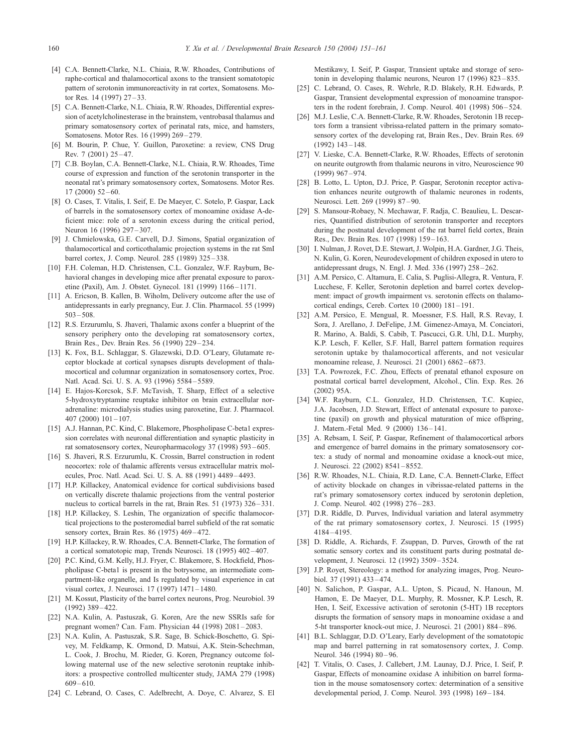[4] C.A. Bennett-Clarke, N.L. Chiaia, R.W. Rhoades, Contributions of raphe-cortical and thalamocortical axons to the transient somatotopic pattern of serotonin immunoreactivity in rat cortex, Somatosens. Motor Res. 14 (1997) 27–33.

[5] C.A. Bennett-Clarke, N.L. Chiaia, R.W. Rhoades, Differential expression of acetylcholinesterase in the brainstem, ventrobasal thalamus and primary somatosensory cortex of perinatal rats, mice, and hamsters, Somatosens. Motor Res. 16 (1999) 269–279.

[6] M. Bourin, P. Chue, Y. Guillon, Paroxetine: a review, CNS Drug Rev. 7 (2001) 25–47.

[7] C.B. Boylan, C.A. Bennett-Clarke, N.L. Chiaia, R.W. Rhoades, Time course of expression and function of the serotonin transporter in the neonatal rat's primary somatosensory cortex, Somatosens. Motor Res. 17 (2000) 52–60.

[8] O. Cases, T. Vitalis, I. Seif, E. De Maeyer, C. Sotelo, P. Gaspar, Lack of barrels in the somatosensory cortex of monoamine oxidase A-deficient mice: role of a serotonin excess during the critical period, Neuron 16 (1996) 297–307.

[9] J. Chmielowska, G.E. Carvell, D.J. Simons, Spatial organization of thalamocortical and corticothalamic projection systems in the rat SmI barrel cortex, J. Comp. Neurol. 285 (1989) 325–338.

[10] F.H. Coleman, H.D. Christensen, C.L. Gonzalez, W.F. Rayburn, Behavioral changes in developing mice after prenatal exposure to paroxetine (Paxil), Am. J. Obstet. Gynecol. 181 (1999) 1166–1171.

[11] A. Ericson, B. Kallen, B. Wiholm, Delivery outcome after the use of antidepressants in early pregnancy, Eur. J. Clin. Pharmacol. 55 (1999) 503–508.

[12] R.S. Erzurumlu, S. Jhaveri, Thalamic axons confer a blueprint of the sensory periphery onto the developing rat somatosensory cortex, Brain Res., Dev. Brain Res. 56 (1990) 229–234.

[13] K. Fox, B.L. Schlaggar, S. Glazewski, D.D. O'Leary, Glutamate receptor blockade at cortical synapses disrupts development of thalamocortical and columnar organization in somatosensory cortex, Proc. Natl. Acad. Sci. U. S. A. 93 (1996) 5584–5589.

[14] E. Hajos-Korcsok, S.F. McTavish, T. Sharp, Effect of a selective 5-hydroxytryptamine reuptake inhibitor on brain extracellular noradrenaline: microdialysis studies using paroxetine, Eur. J. Pharmacol. 407 (2000) 101–107.

[15] A.J. Hannan, P.C. Kind, C. Blakemore, Phospholipase C-beta1 expression correlates with neuronal differentiation and synaptic plasticity in rat somatosensory cortex, Neuropharmacology 37 (1998) 593–605.

[16] S. Jhaveri, R.S. Erzurumlu, K. Crossin, Barrel construction in rodent neocortex: role of thalamic afferents versus extracellular matrix molecules, Proc. Natl. Acad. Sci. U. S. A. 88 (1991) 4489–4493.

[17] H.P. Killackey, Anatomical evidence for cortical subdivisions based on vertically discrete thalamic projections from the ventral posterior nucleus to cortical barrels in the rat, Brain Res. 51 (1973) 326–331.

[18] H.P. Killackey, S. Leshin, The organization of specific thalamocortical projections to the posteromedial barrel subfield of the rat somatic sensory cortex, Brain Res. 86 (1975) 469–472.

[19] H.P. Killackey, R.W. Rhoades, C.A. Bennett-Clarke, The formation of a cortical somatotopic map, Trends Neurosci. 18 (1995) 402–407.

[20] P.C. Kind, G.M. Kelly, H.J. Fryer, C. Blakemore, S. Hockfield, Phospholipase C-beta1 is present in the botrysome, an intermediate compartment-like organelle, and Is regulated by visual experience in cat visual cortex, J. Neurosci. 17 (1997) 1471–1480.

[21] M. Kossut, Plasticity of the barrel cortex neurons, Prog. Neurobiol. 39 (1992) 389–422.

[22] N.A. Kulin, A. Pastuszak, G. Koren, Are the new SSRIs safe for pregnant women? Can. Fam. Physician 44 (1998) 2081–2083.

[23] N.A. Kulin, A. Pastuszak, S.R. Sage, B. Schick-Boschetto, G. Spivey, M. Feldkamp, K. Ormond, D. Matsui, A.K. Stein-Schechman, L. Cook, J. Brochu, M. Rieder, G. Koren, Pregnancy outcome following maternal use of the new selective serotonin reuptake inhibitors: a prospective controlled multicenter study, JAMA 279 (1998) 609–610.

[24] C. Lebrand, O. Cases, C. Adelbrecht, A. Doye, C. Alvarez, S. El Mestikawy, I. Seif, P. Gaspar, Transient uptake and storage of serotonin in developing thalamic neurons, Neuron 17 (1996) 823–835.

[25] C. Lebrand, O. Cases, R. Wehrle, R.D. Blakely, R.H. Edwards, P. Gaspar, Transient developmental expression of monoamine transporters in the rodent forebrain, J. Comp. Neurol. 401 (1998) 506–524.

[26] M.J. Leslie, C.A. Bennett-Clarke, R.W. Rhoades, Serotonin 1B receptors form a transient vibrissa-related pattern in the primary somatosensory cortex of the developing rat, Brain Res., Dev. Brain Res. 69 (1992) 143–148.

[27] V. Lieske, C.A. Bennett-Clarke, R.W. Rhoades, Effects of serotonin on neurite outgrowth from thalamic neurons in vitro, Neuroscience 90 (1999) 967–974.

[28] B. Lotto, L. Upton, D.J. Price, P. Gaspar, Serotonin receptor activation enhances neurite outgrowth of thalamic neurones in rodents, Neurosci. Lett. 269 (1999) 87–90.

[29] S. Mansour-Robaey, N. Mechawar, F. Radja, C. Beaulieu, L. Descarries, Quantified distribution of serotonin transporter and receptors during the postnatal development of the rat barrel field cortex, Brain Res., Dev. Brain Res. 107 (1998) 159–163.

[30] I. Nulman, J. Rovet, D.E. Stewart, J. Wolpin, H.A. Gardner, J.G. Theis, N. Kulin, G. Koren, Neurodevelopment of children exposed in utero to antidepressant drugs, N. Engl. J. Med. 336 (1997) 258–262.

[31] A.M. Persico, C. Altamura, E. Calia, S. Puglisi-Allegra, R. Ventura, F. Lucchese, F. Keller, Serotonin depletion and barrel cortex development: impact of growth impairment vs. serotonin effects on thalamocortical endings, Cereb. Cortex 10 (2000) 181–191.

[32] A.M. Persico, E. Mengual, R. Moessner, F.S. Hall, R.S. Revay, I. Sora, J. Arellano, J. DeFelipe, J.M. Gimenez-Amaya, M. Conciatori, R. Marino, A. Baldi, S. Cabib, T. Pascucci, G.R. Uhl, D.L. Murphy, K.P. Lesch, F. Keller, S.F. Hall, Barrel pattern formation requires serotonin uptake by thalamocortical afferents, and not vesicular monoamine release, J. Neurosci. 21 (2001) 6862–6873.

[33] T.A. Powrozek, F.C. Zhou, Effects of prenatal ethanol exposure on postnatal cortical barrel development, Alcohol., Clin. Exp. Res. 26 (2002) 95A.

[34] W.F. Rayburn, C.L. Gonzalez, H.D. Christensen, T.C. Kupiec, J.A. Jacobsen, J.D. Stewart, Effect of antenatal exposure to paroxetine (paxil) on growth and physical maturation of mice offspring, J. Matern.-Fetal Med. 9 (2000) 136–141.

[35] A. Rebsam, I. Seif, P. Gaspar, Refinement of thalamocortical arbors and emergence of barrel domains in the primary somatosensory cortex: a study of normal and monoamine oxidase a knock-out mice, J. Neurosci. 22 (2002) 8541–8552.

[36] R.W. Rhoades, N.L. Chiaia, R.D. Lane, C.A. Bennett-Clarke, Effect of activity blockade on changes in vibrissae-related patterns in the rat's primary somatosensory cortex induced by serotonin depletion, J. Comp. Neurol. 402 (1998) 276–283.

[37] D.R. Riddle, D. Purves, Individual variation and lateral asymmetry of the rat primary somatosensory cortex, J. Neurosci. 15 (1995) 4184–4195.

[38] D. Riddle, A. Richards, F. Zsuppan, D. Purves, Growth of the rat somatic sensory cortex and its constituent parts during postnatal development, J. Neurosci. 12 (1992) 3509–3524.

[39] J.P. Royet, Stereology: a method for analyzing images, Prog. Neurobiol. 37 (1991) 433–474.

[40] N. Salichon, P. Gaspar, A.L. Upton, S. Picaud, N. Hanoun, M. Hamon, E. De Maeyer, D.L. Murphy, R. Mossner, K.P. Lesch, R. Hen, I. Seif, Excessive activation of serotonin (5-HT) 1B receptors disrupts the formation of sensory maps in monoamine oxidase a and 5-ht transporter knock-out mice, J. Neurosci. 21 (2001) 884–896.

[41] B.L. Schlaggar, D.D. O'Leary, Early development of the somatotopic map and barrel patterning in rat somatosensory cortex, J. Comp. Neurol. 346 (1994) 80–96.

[42] T. Vitalis, O. Cases, J. Callebert, J.M. Launay, D.J. Price, I. Seif, P. Gaspar, Effects of monoamine oxidase A inhibition on barrel formation in the mouse somatosensory cortex: determination of a sensitive developmental period, J. Comp. Neurol. 393 (1998) 169–184.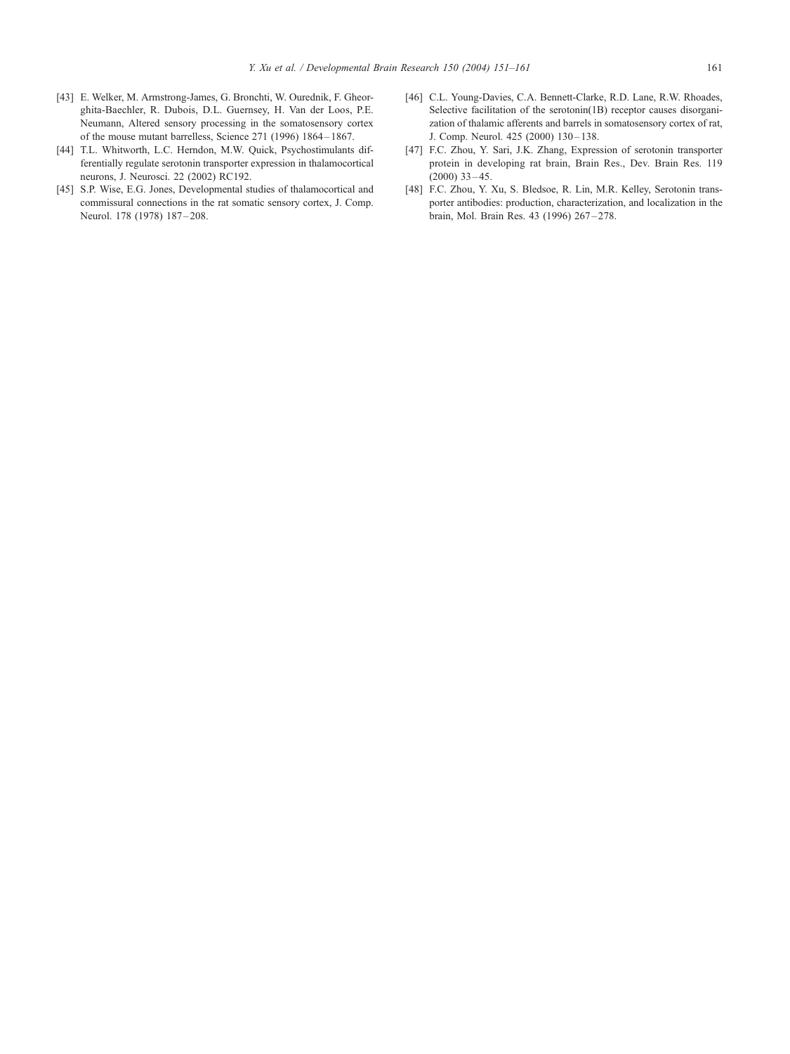[43] E. Welker, M. Armstrong-James, G. Bronchti, W. Ourednik, F. Gheorghita-Baechler, R. Dubois, D.L. Guernsey, H. Van der Loos, P.E. Neumann, Altered sensory processing in the somatosensory cortex of the mouse mutant barrelless, Science 271 (1996) 1864–1867.

[44] T.L. Whitworth, L.C. Herndon, M.W. Quick, Psychostimulants differentially regulate serotonin transporter expression in thalamocortical neurons, J. Neurosci. 22 (2002) RC192.

[45] S.P. Wise, E.G. Jones, Developmental studies of thalamocortical and commissural connections in the rat somatic sensory cortex, J. Comp. Neurol. 178 (1978) 187–208.

[46] C.L. Young-Davies, C.A. Bennett-Clarke, R.D. Lane, R.W. Rhoades, Selective facilitation of the serotonin(1B) receptor causes disorganization of thalamic afferents and barrels in somatosensory cortex of rat, J. Comp. Neurol. 425 (2000) 130–138.

[47] F.C. Zhou, Y. Sari, J.K. Zhang, Expression of serotonin transporter protein in developing rat brain, Brain Res., Dev. Brain Res. 119 (2000) 33–45.

[48] F.C. Zhou, Y. Xu, S. Bledsoe, R. Lin, M.R. Kelley, Serotonin transporter antibodies: production, characterization, and localization in the brain, Mol. Brain Res. 43 (1996) 267–278.